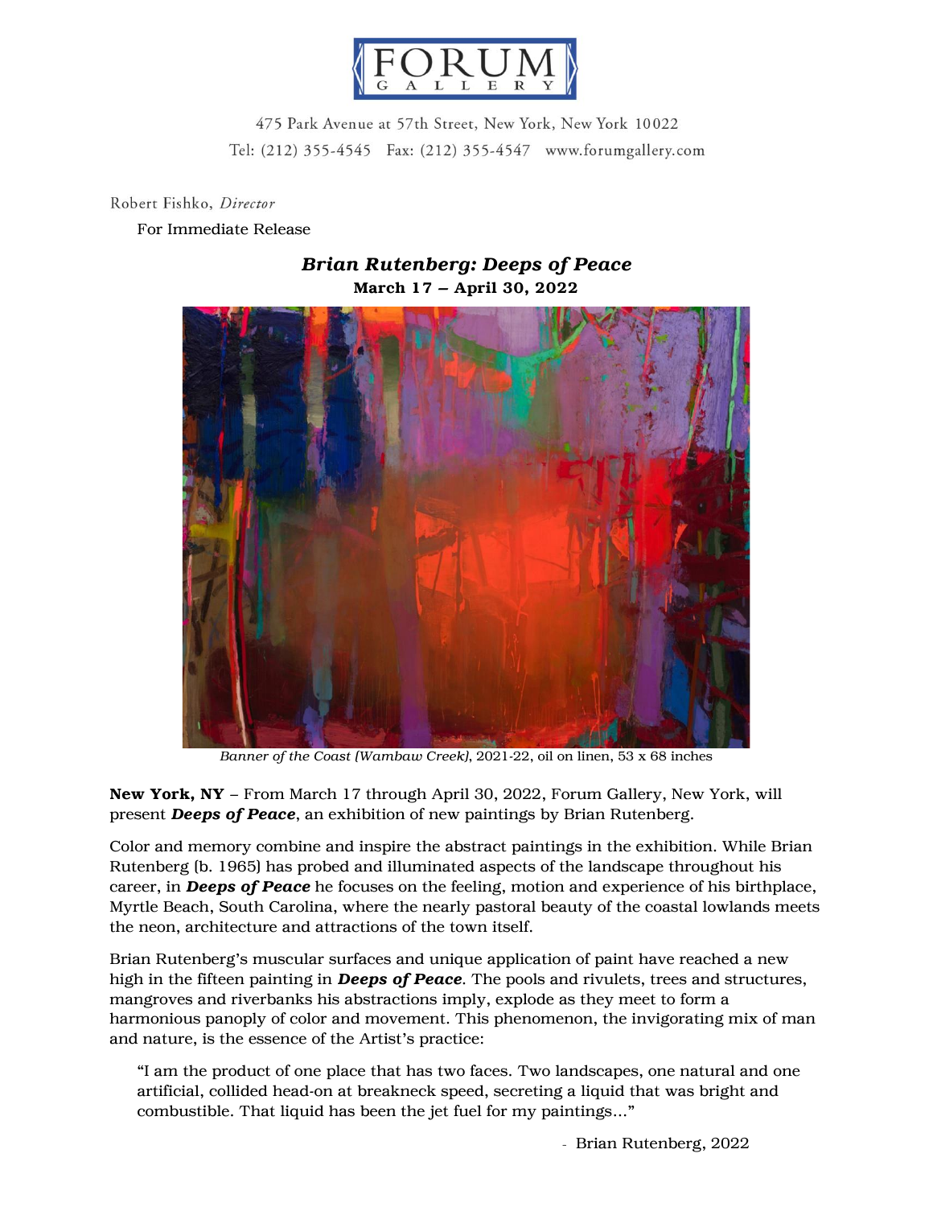FORUM GALLERY

475 Park Avenue at 57th Street, New York, New York 10022
Tel: (212) 355-4545 Fax: (212) 355-4547 www.forumgallery.com

Robert Fishko, *Director*

For Immediate Release

## ***Brian Rutenberg: Deeps of Peace***

**March 17 – April 30, 2022**

*Banner of the Coast (Wambaw Creek)*, 2021-22, oil on linen, 53 x 68 inches

**New York, NY** – From March 17 through April 30, 2022, Forum Gallery, New York, will present ***Deeps of Peace***, an exhibition of new paintings by Brian Rutenberg.

Color and memory combine and inspire the abstract paintings in the exhibition. While Brian Rutenberg (b. 1965) has probed and illuminated aspects of the landscape throughout his career, in ***Deeps of Peace*** he focuses on the feeling, motion and experience of his birthplace, Myrtle Beach, South Carolina, where the nearly pastoral beauty of the coastal lowlands meets the neon, architecture and attractions of the town itself.

Brian Rutenberg's muscular surfaces and unique application of paint have reached a new high in the fifteen painting in ***Deeps of Peace***. The pools and rivulets, trees and structures, mangroves and riverbanks his abstractions imply, explode as they meet to form a harmonious panoply of color and movement. This phenomenon, the invigorating mix of man and nature, is the essence of the Artist's practice:

> "I am the product of one place that has two faces. Two landscapes, one natural and one artificial, collided head-on at breakneck speed, secreting a liquid that was bright and combustible. That liquid has been the jet fuel for my paintings..."
>
> \- Brian Rutenberg, 2022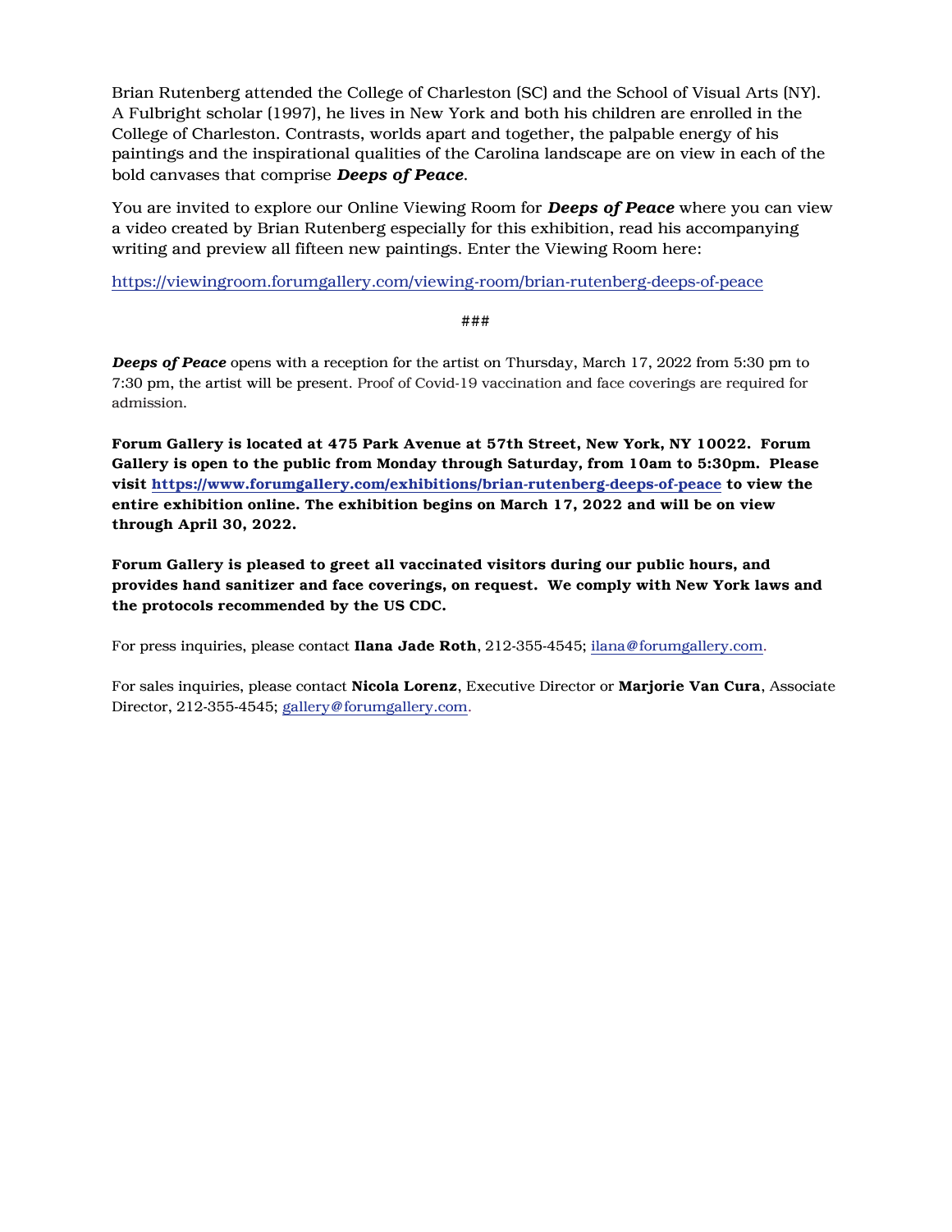Brian Rutenberg attended the College of Charleston (SC) and the School of Visual Arts (NY). A Fulbright scholar (1997), he lives in New York and both his children are enrolled in the College of Charleston. Contrasts, worlds apart and together, the palpable energy of his paintings and the inspirational qualities of the Carolina landscape are on view in each of the bold canvases that comprise ***Deeps of Peace***.

You are invited to explore our Online Viewing Room for ***Deeps of Peace*** where you can view a video created by Brian Rutenberg especially for this exhibition, read his accompanying writing and preview all fifteen new paintings. Enter the Viewing Room here:

https://viewingroom.forumgallery.com/viewing-room/brian-rutenberg-deeps-of-peace

###

***Deeps of Peace*** opens with a reception for the artist on Thursday, March 17, 2022 from 5:30 pm to 7:30 pm, the artist will be present. Proof of Covid-19 vaccination and face coverings are required for admission.

**Forum Gallery is located at 475 Park Avenue at 57th Street, New York, NY 10022. Forum Gallery is open to the public from Monday through Saturday, from 10am to 5:30pm. Please visit https://www.forumgallery.com/exhibitions/brian-rutenberg-deeps-of-peace to view the entire exhibition online. The exhibition begins on March 17, 2022 and will be on view through April 30, 2022.**

**Forum Gallery is pleased to greet all vaccinated visitors during our public hours, and provides hand sanitizer and face coverings, on request. We comply with New York laws and the protocols recommended by the US CDC.**

For press inquiries, please contact **Ilana Jade Roth**, 212-355-4545; ilana@forumgallery.com.

For sales inquiries, please contact **Nicola Lorenz**, Executive Director or **Marjorie Van Cura**, Associate Director, 212-355-4545; gallery@forumgallery.com.